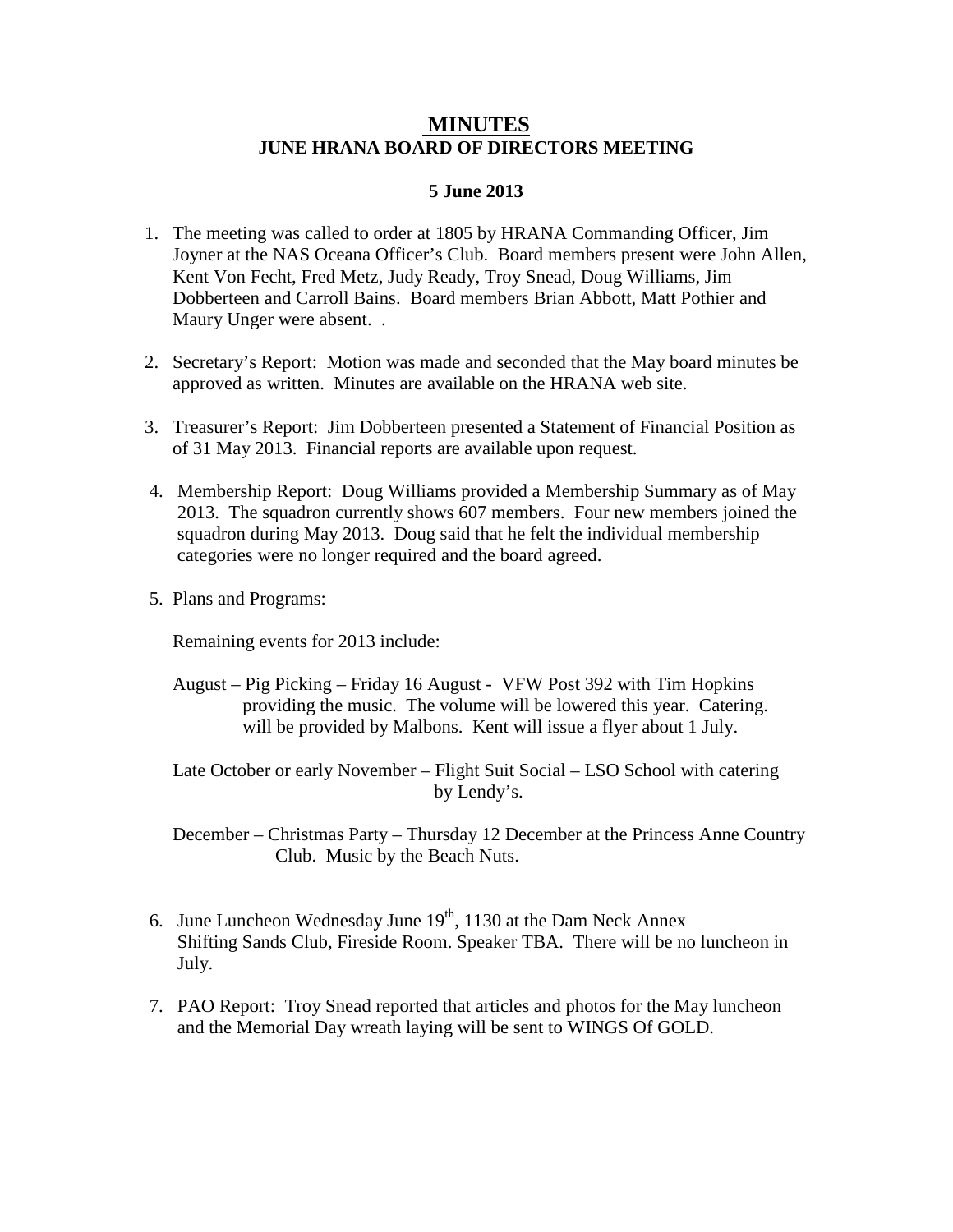# MINUTES

## JUNE HRANA BOARD OF DIRECTORS MEETING

**5 June 2013**

1. The meeting was called to order at 1805 by HRANA Commanding Officer, Jim Joyner at the NAS Oceana Officer's Club. Board members present were John Allen, Kent Von Fecht, Fred Metz, Judy Ready, Troy Snead, Doug Williams, Jim Dobberteen and Carroll Bains. Board members Brian Abbott, Matt Pothier and Maury Unger were absent. .

2. Secretary's Report: Motion was made and seconded that the May board minutes be approved as written. Minutes are available on the HRANA web site.

3. Treasurer's Report: Jim Dobberteen presented a Statement of Financial Position as of 31 May 2013. Financial reports are available upon request.

4. Membership Report: Doug Williams provided a Membership Summary as of May 2013. The squadron currently shows 607 members. Four new members joined the squadron during May 2013. Doug said that he felt the individual membership categories were no longer required and the board agreed.

5. Plans and Programs:

   Remaining events for 2013 include:

   August – Pig Picking – Friday 16 August - VFW Post 392 with Tim Hopkins providing the music. The volume will be lowered this year. Catering. will be provided by Malbons. Kent will issue a flyer about 1 July.

   Late October or early November – Flight Suit Social – LSO School with catering by Lendy's.

   December – Christmas Party – Thursday 12 December at the Princess Anne Country Club. Music by the Beach Nuts.

6. June Luncheon Wednesday June 19th, 1130 at the Dam Neck Annex Shifting Sands Club, Fireside Room. Speaker TBA. There will be no luncheon in July.

7. PAO Report: Troy Snead reported that articles and photos for the May luncheon and the Memorial Day wreath laying will be sent to WINGS Of GOLD.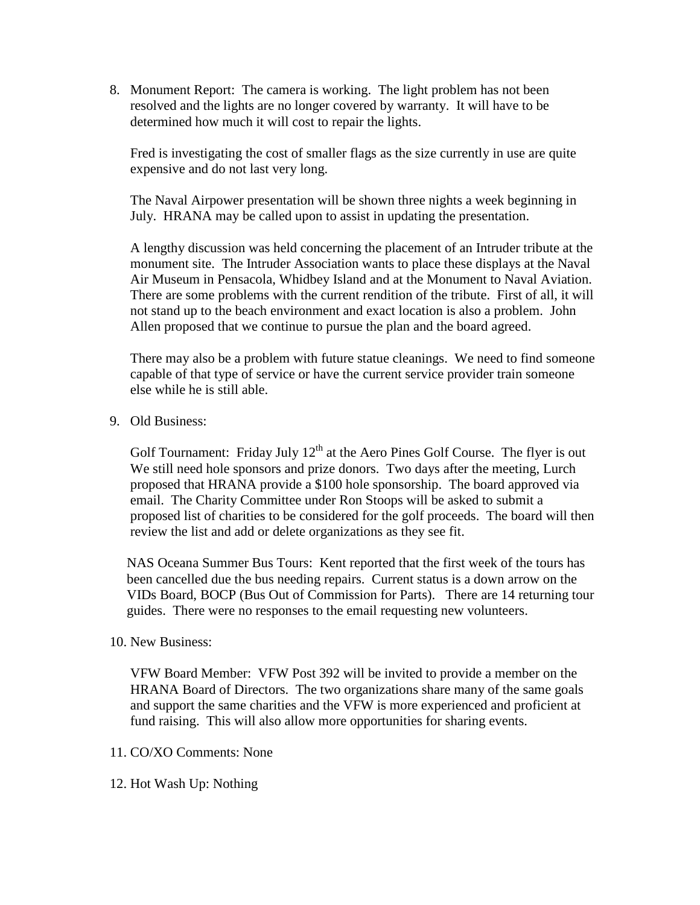8. Monument Report: The camera is working. The light problem has not been resolved and the lights are no longer covered by warranty. It will have to be determined how much it will cost to repair the lights.

   Fred is investigating the cost of smaller flags as the size currently in use are quite expensive and do not last very long.

   The Naval Airpower presentation will be shown three nights a week beginning in July. HRANA may be called upon to assist in updating the presentation.

   A lengthy discussion was held concerning the placement of an Intruder tribute at the monument site. The Intruder Association wants to place these displays at the Naval Air Museum in Pensacola, Whidbey Island and at the Monument to Naval Aviation. There are some problems with the current rendition of the tribute. First of all, it will not stand up to the beach environment and exact location is also a problem. John Allen proposed that we continue to pursue the plan and the board agreed.

   There may also be a problem with future statue cleanings. We need to find someone capable of that type of service or have the current service provider train someone else while he is still able.

9. Old Business:

   Golf Tournament: Friday July 12th at the Aero Pines Golf Course. The flyer is out We still need hole sponsors and prize donors. Two days after the meeting, Lurch proposed that HRANA provide a $100 hole sponsorship. The board approved via email. The Charity Committee under Ron Stoops will be asked to submit a proposed list of charities to be considered for the golf proceeds. The board will then review the list and add or delete organizations as they see fit.

   NAS Oceana Summer Bus Tours: Kent reported that the first week of the tours has been cancelled due the bus needing repairs. Current status is a down arrow on the VIDs Board, BOCP (Bus Out of Commission for Parts). There are 14 returning tour guides. There were no responses to the email requesting new volunteers.

10. New Business:

    VFW Board Member: VFW Post 392 will be invited to provide a member on the HRANA Board of Directors. The two organizations share many of the same goals and support the same charities and the VFW is more experienced and proficient at fund raising. This will also allow more opportunities for sharing events.

11. CO/XO Comments: None

12. Hot Wash Up: Nothing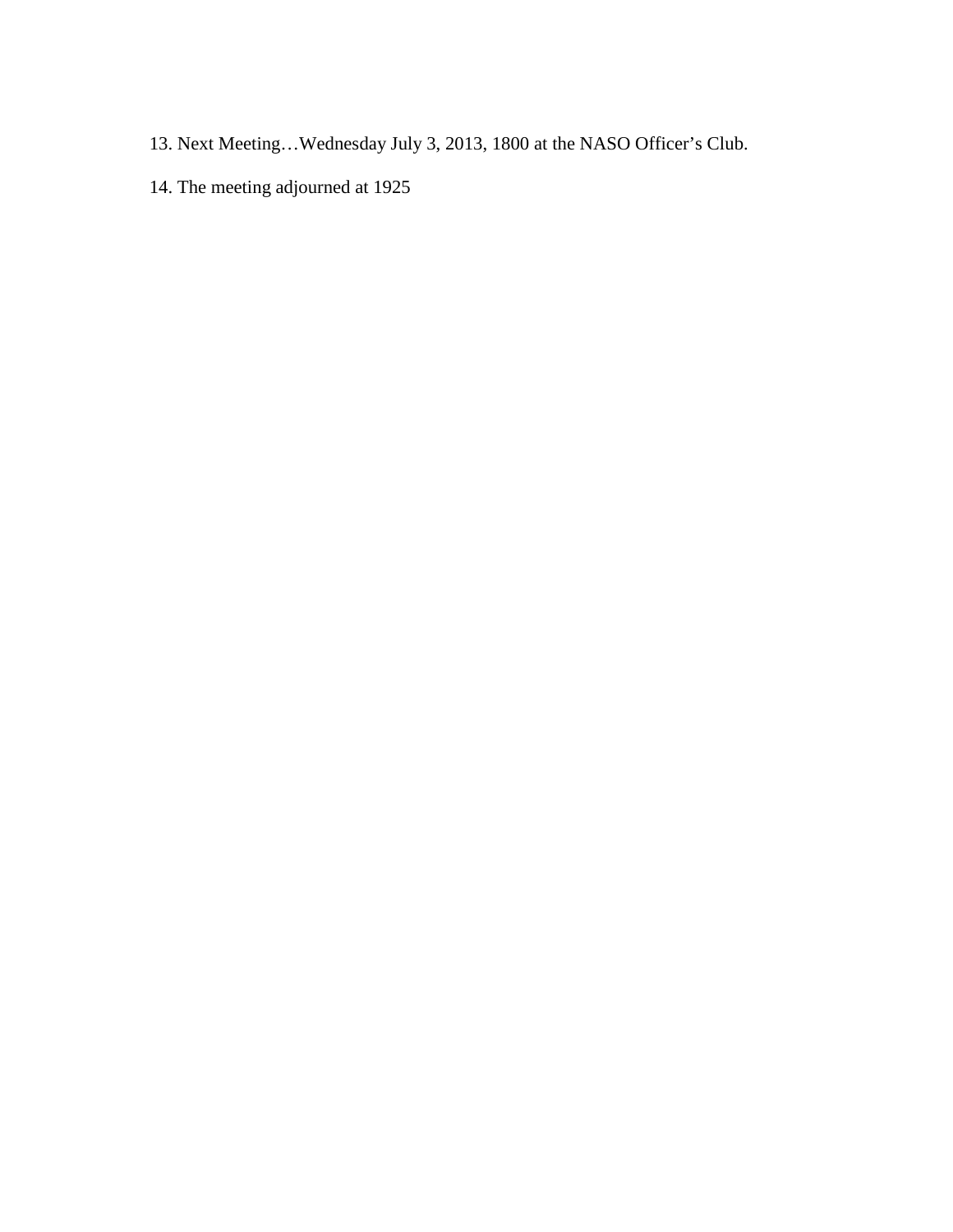13. Next Meeting…Wednesday July 3, 2013, 1800 at the NASO Officer's Club.

14. The meeting adjourned at 1925